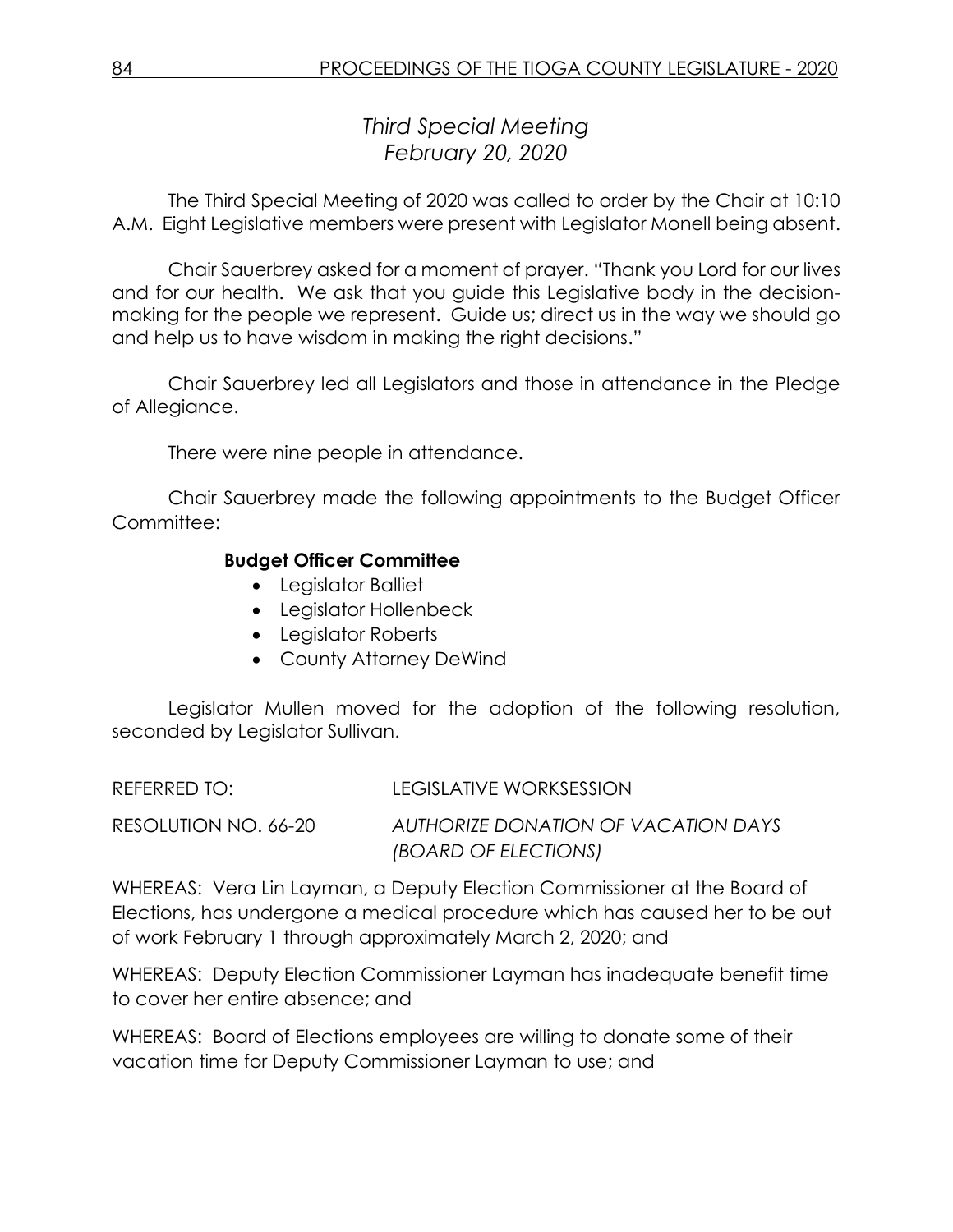# *Third Special Meeting*
## *February 20, 2020*

The Third Special Meeting of 2020 was called to order by the Chair at 10:10 A.M. Eight Legislative members were present with Legislator Monell being absent.

Chair Sauerbrey asked for a moment of prayer. "Thank you Lord for our lives and for our health. We ask that you guide this Legislative body in the decision-making for the people we represent. Guide us; direct us in the way we should go and help us to have wisdom in making the right decisions."

Chair Sauerbrey led all Legislators and those in attendance in the Pledge of Allegiance.

There were nine people in attendance.

Chair Sauerbrey made the following appointments to the Budget Officer Committee:

**Budget Officer Committee**

- Legislator Balliet
- Legislator Hollenbeck
- Legislator Roberts
- County Attorney DeWind

Legislator Mullen moved for the adoption of the following resolution, seconded by Legislator Sullivan.

REFERRED TO: LEGISLATIVE WORKSESSION

RESOLUTION NO. 66-20 *AUTHORIZE DONATION OF VACATION DAYS (BOARD OF ELECTIONS)*

WHEREAS: Vera Lin Layman, a Deputy Election Commissioner at the Board of Elections, has undergone a medical procedure which has caused her to be out of work February 1 through approximately March 2, 2020; and

WHEREAS: Deputy Election Commissioner Layman has inadequate benefit time to cover her entire absence; and

WHEREAS: Board of Elections employees are willing to donate some of their vacation time for Deputy Commissioner Layman to use; and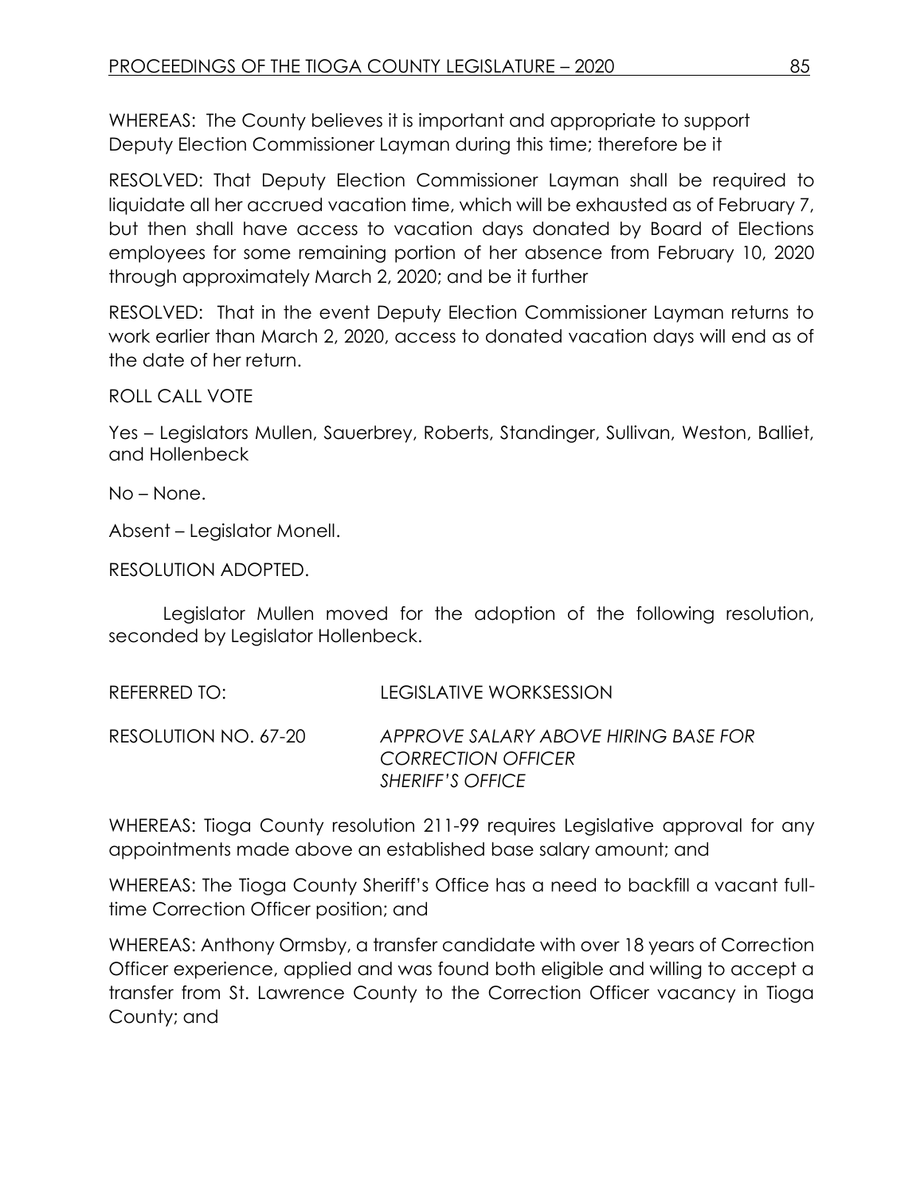WHEREAS: The County believes it is important and appropriate to support Deputy Election Commissioner Layman during this time; therefore be it

RESOLVED: That Deputy Election Commissioner Layman shall be required to liquidate all her accrued vacation time, which will be exhausted as of February 7, but then shall have access to vacation days donated by Board of Elections employees for some remaining portion of her absence from February 10, 2020 through approximately March 2, 2020; and be it further

RESOLVED: That in the event Deputy Election Commissioner Layman returns to work earlier than March 2, 2020, access to donated vacation days will end as of the date of her return.

ROLL CALL VOTE

Yes – Legislators Mullen, Sauerbrey, Roberts, Standinger, Sullivan, Weston, Balliet, and Hollenbeck

No – None.

Absent – Legislator Monell.

RESOLUTION ADOPTED.

Legislator Mullen moved for the adoption of the following resolution, seconded by Legislator Hollenbeck.

REFERRED TO: LEGISLATIVE WORKSESSION

RESOLUTION NO. 67-20 *APPROVE SALARY ABOVE HIRING BASE FOR CORRECTION OFFICER SHERIFF'S OFFICE*

WHEREAS: Tioga County resolution 211-99 requires Legislative approval for any appointments made above an established base salary amount; and

WHEREAS: The Tioga County Sheriff's Office has a need to backfill a vacant full-time Correction Officer position; and

WHEREAS: Anthony Ormsby, a transfer candidate with over 18 years of Correction Officer experience, applied and was found both eligible and willing to accept a transfer from St. Lawrence County to the Correction Officer vacancy in Tioga County; and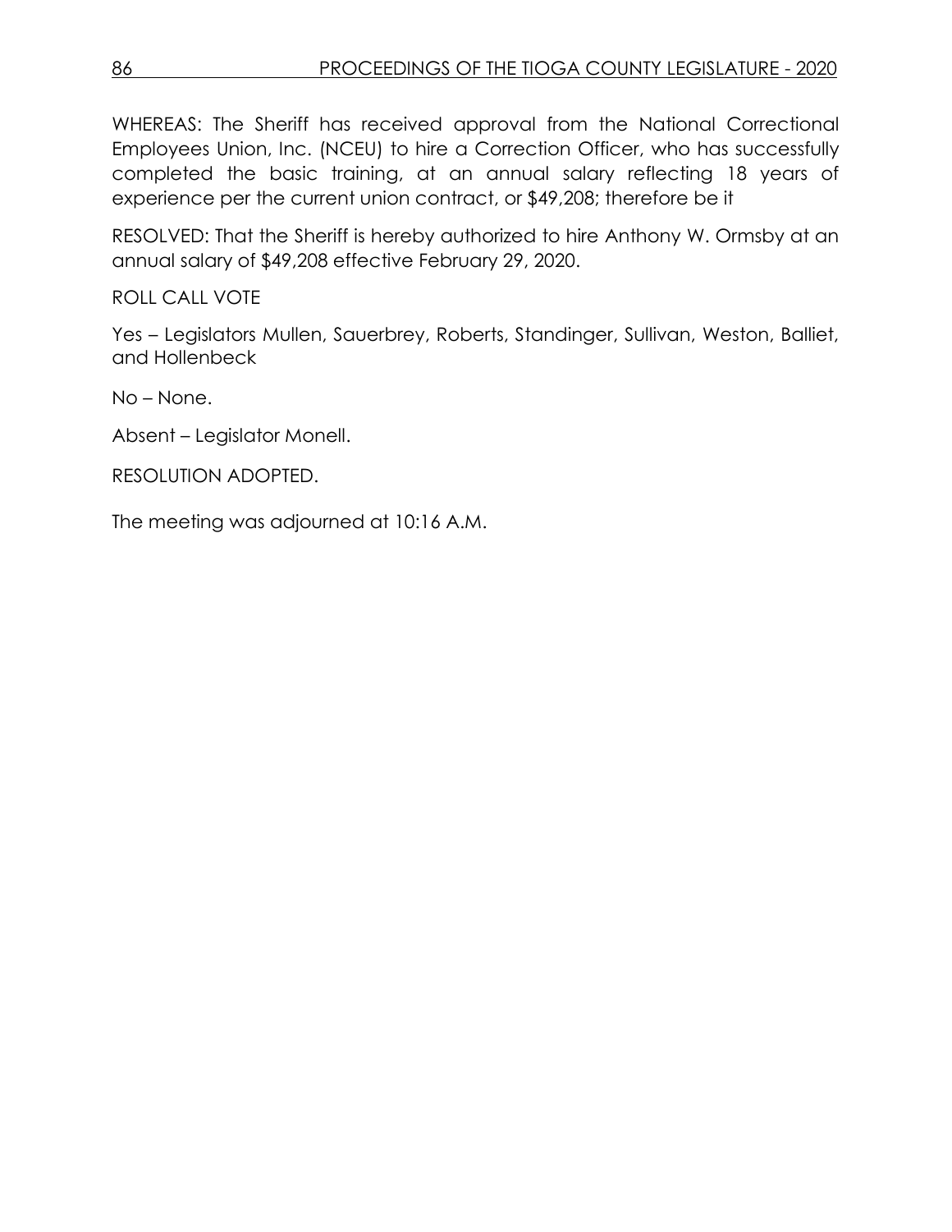WHEREAS: The Sheriff has received approval from the National Correctional Employees Union, Inc. (NCEU) to hire a Correction Officer, who has successfully completed the basic training, at an annual salary reflecting 18 years of experience per the current union contract, or $49,208; therefore be it

RESOLVED: That the Sheriff is hereby authorized to hire Anthony W. Ormsby at an annual salary of $49,208 effective February 29, 2020.

ROLL CALL VOTE

Yes – Legislators Mullen, Sauerbrey, Roberts, Standinger, Sullivan, Weston, Balliet, and Hollenbeck

No – None.

Absent – Legislator Monell.

RESOLUTION ADOPTED.

The meeting was adjourned at 10:16 A.M.